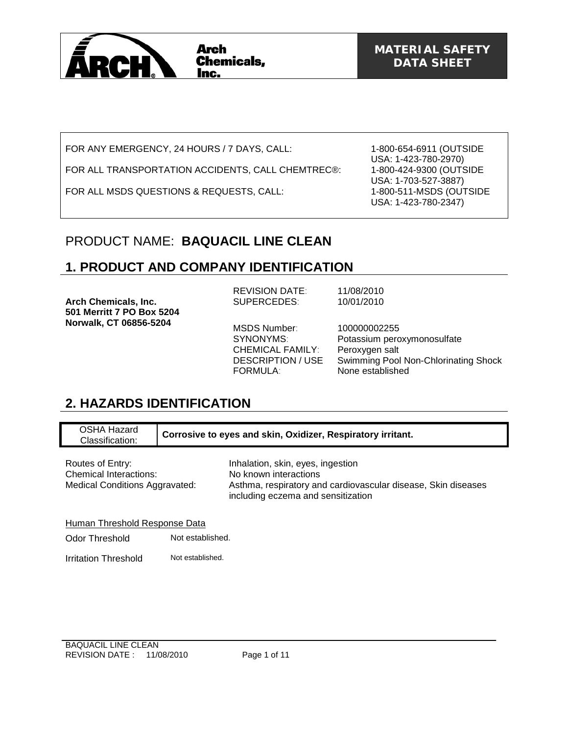Arch Chemicals, Inc.

**MATERIAL SAFETY DATA SHEET**

| | |
|---|---|
| FOR ANY EMERGENCY, 24 HOURS / 7 DAYS, CALL: | 1-800-654-6911 (OUTSIDE USA: 1-423-780-2970) |
| FOR ALL TRANSPORTATION ACCIDENTS, CALL CHEMTREC®: | 1-800-424-9300 (OUTSIDE USA: 1-703-527-3887) |
| FOR ALL MSDS QUESTIONS & REQUESTS, CALL: | 1-800-511-MSDS (OUTSIDE USA: 1-423-780-2347) |

# PRODUCT NAME: **BAQUACIL LINE CLEAN**

## 1. PRODUCT AND COMPANY IDENTIFICATION

**Arch Chemicals, Inc.**
**501 Merritt 7 PO Box 5204**
**Norwalk, CT 06856-5204**

| | |
|---|---|
| REVISION DATE: | 11/08/2010 |
| SUPERCEDES: | 10/01/2010 |
| MSDS Number: | 100000002255 |
| SYNONYMS: | Potassium peroxymonosulfate |
| CHEMICAL FAMILY: | Peroxygen salt |
| DESCRIPTION / USE | Swimming Pool Non-Chlorinating Shock |
| FORMULA: | None established |

## 2. HAZARDS IDENTIFICATION

| OSHA Hazard Classification: | **Corrosive to eyes and skin, Oxidizer, Respiratory irritant.** |
|---|---|

| | |
|---|---|
| Routes of Entry: | Inhalation, skin, eyes, ingestion |
| Chemical Interactions: | No known interactions |
| Medical Conditions Aggravated: | Asthma, respiratory and cardiovascular disease, Skin diseases including eczema and sensitization |

Human Threshold Response Data

| | |
|---|---|
| Odor Threshold | Not established. |
| Irritation Threshold | Not established. |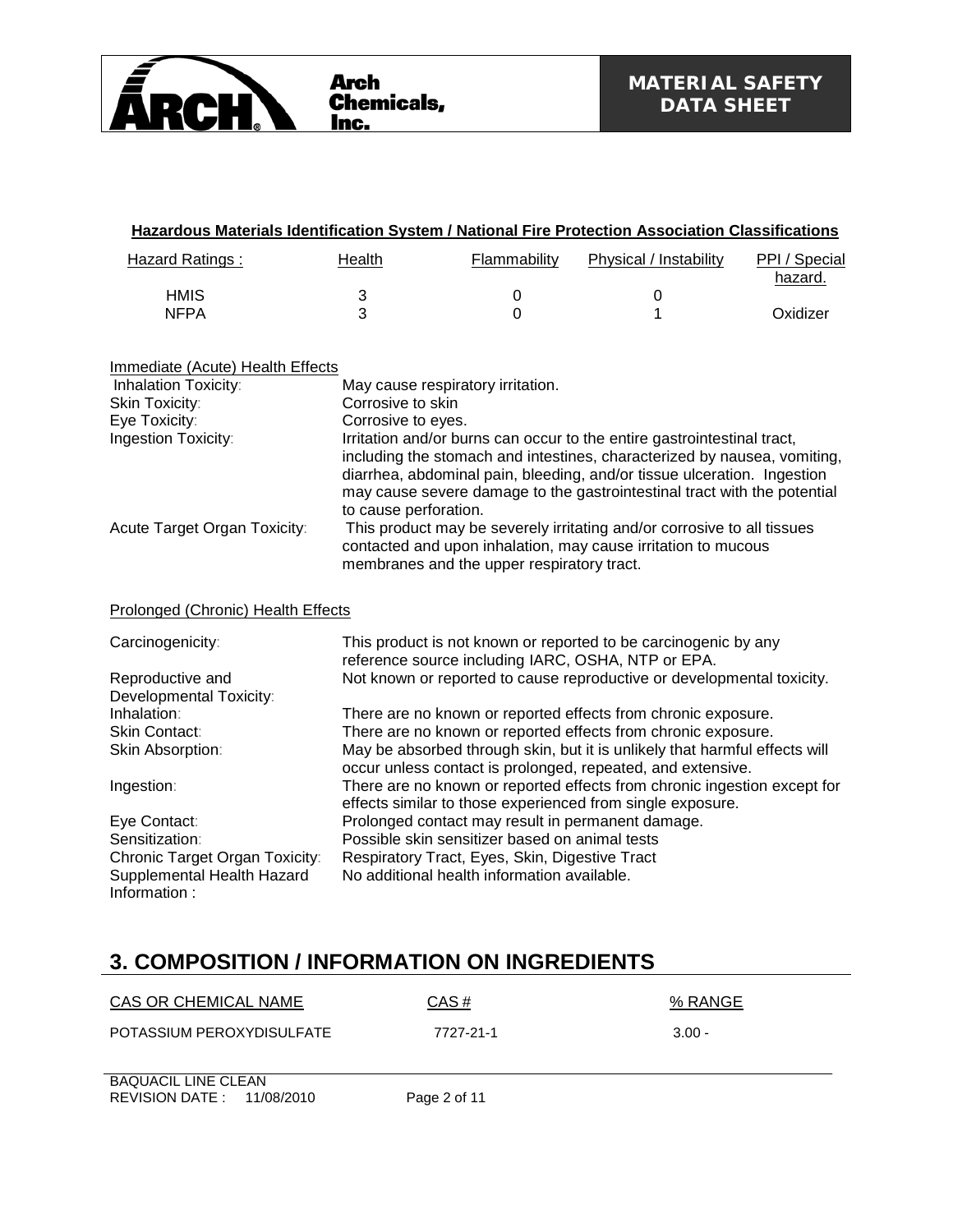**Hazardous Materials Identification System / National Fire Protection Association Classifications**

| Hazard Ratings : | Health | Flammability | Physical / Instability | PPI / Special hazard. |
|---|---|---|---|---|
| HMIS | 3 | 0 | 0 | |
| NFPA | 3 | 0 | 1 | Oxidizer |

Immediate (Acute) Health Effects

| | |
|---|---|
| Inhalation Toxicity: | May cause respiratory irritation. |
| Skin Toxicity: | Corrosive to skin |
| Eye Toxicity: | Corrosive to eyes. |
| Ingestion Toxicity: | Irritation and/or burns can occur to the entire gastrointestinal tract, including the stomach and intestines, characterized by nausea, vomiting, diarrhea, abdominal pain, bleeding, and/or tissue ulceration. Ingestion may cause severe damage to the gastrointestinal tract with the potential to cause perforation. |
| Acute Target Organ Toxicity: | This product may be severely irritating and/or corrosive to all tissues contacted and upon inhalation, may cause irritation to mucous membranes and the upper respiratory tract. |

Prolonged (Chronic) Health Effects

| | |
|---|---|
| Carcinogenicity: | This product is not known or reported to be carcinogenic by any reference source including IARC, OSHA, NTP or EPA. |
| Reproductive and Developmental Toxicity: | Not known or reported to cause reproductive or developmental toxicity. |
| Inhalation: | There are no known or reported effects from chronic exposure. |
| Skin Contact: | There are no known or reported effects from chronic exposure. |
| Skin Absorption: | May be absorbed through skin, but it is unlikely that harmful effects will occur unless contact is prolonged, repeated, and extensive. |
| Ingestion: | There are no known or reported effects from chronic ingestion except for effects similar to those experienced from single exposure. |
| Eye Contact: | Prolonged contact may result in permanent damage. |
| Sensitization: | Possible skin sensitizer based on animal tests |
| Chronic Target Organ Toxicity: | Respiratory Tract, Eyes, Skin, Digestive Tract |
| Supplemental Health Hazard Information : | No additional health information available. |

# 3. COMPOSITION / INFORMATION ON INGREDIENTS

| CAS OR CHEMICAL NAME | CAS # | % RANGE |
|---|---|---|
| POTASSIUM PEROXYDISULFATE | 7727-21-1 | 3.00 - |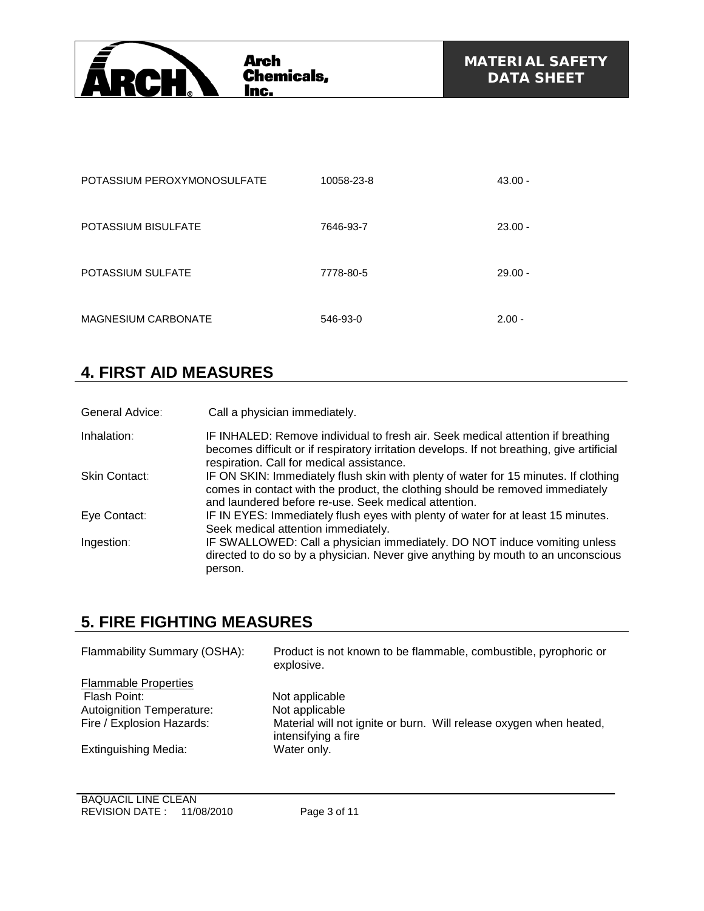| | | |
|---|---|---|
| POTASSIUM PEROXYMONOSULFATE | 10058-23-8 | 43.00 - |
| POTASSIUM BISULFATE | 7646-93-7 | 23.00 - |
| POTASSIUM SULFATE | 7778-80-5 | 29.00 - |
| MAGNESIUM CARBONATE | 546-93-0 | 2.00 - |

## 4. FIRST AID MEASURES

| | |
|---|---|
| General Advice: | Call a physician immediately. |
| Inhalation: | IF INHALED: Remove individual to fresh air. Seek medical attention if breathing becomes difficult or if respiratory irritation develops. If not breathing, give artificial respiration. Call for medical assistance. |
| Skin Contact: | IF ON SKIN: Immediately flush skin with plenty of water for 15 minutes. If clothing comes in contact with the product, the clothing should be removed immediately and laundered before re-use. Seek medical attention. |
| Eye Contact: | IF IN EYES: Immediately flush eyes with plenty of water for at least 15 minutes. Seek medical attention immediately. |
| Ingestion: | IF SWALLOWED: Call a physician immediately. DO NOT induce vomiting unless directed to do so by a physician. Never give anything by mouth to an unconscious person. |

## 5. FIRE FIGHTING MEASURES

| | |
|---|---|
| Flammability Summary (OSHA): | Product is not known to be flammable, combustible, pyrophoric or explosive. |
| Flammable Properties | |
| Flash Point: | Not applicable |
| Autoignition Temperature: | Not applicable |
| Fire / Explosion Hazards: | Material will not ignite or burn. Will release oxygen when heated, intensifying a fire |
| Extinguishing Media: | Water only. |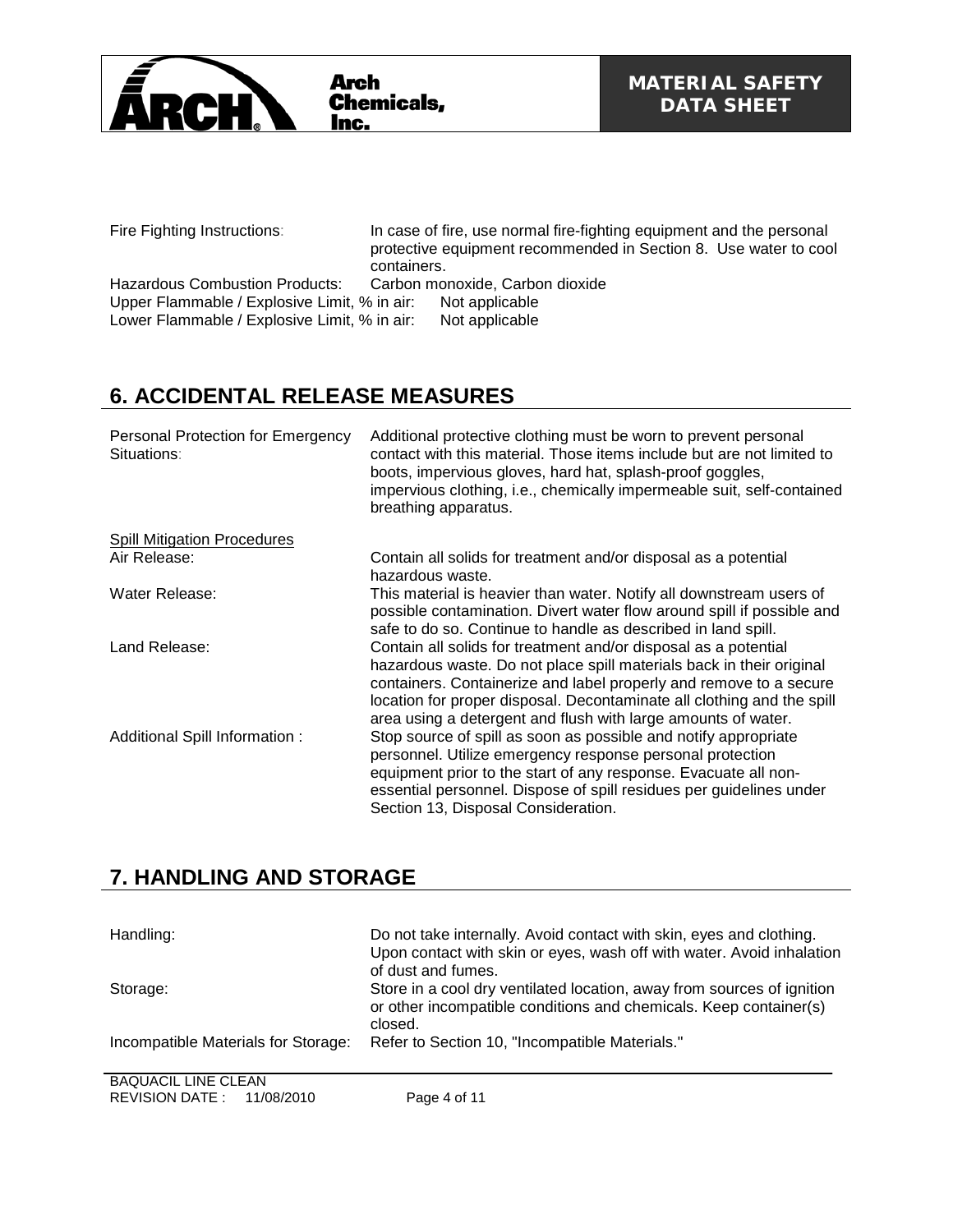Fire Fighting Instructions: In case of fire, use normal fire-fighting equipment and the personal protective equipment recommended in Section 8. Use water to cool containers.

Hazardous Combustion Products: Carbon monoxide, Carbon dioxide

Upper Flammable / Explosive Limit, % in air: Not applicable

Lower Flammable / Explosive Limit, % in air: Not applicable

## 6. ACCIDENTAL RELEASE MEASURES

Personal Protection for Emergency Situations: Additional protective clothing must be worn to prevent personal contact with this material. Those items include but are not limited to boots, impervious gloves, hard hat, splash-proof goggles, impervious clothing, i.e., chemically impermeable suit, self-contained breathing apparatus.

Spill Mitigation Procedures

Air Release: Contain all solids for treatment and/or disposal as a potential hazardous waste.

Water Release: This material is heavier than water. Notify all downstream users of possible contamination. Divert water flow around spill if possible and safe to do so. Continue to handle as described in land spill.

Land Release: Contain all solids for treatment and/or disposal as a potential hazardous waste. Do not place spill materials back in their original containers. Containerize and label properly and remove to a secure location for proper disposal. Decontaminate all clothing and the spill area using a detergent and flush with large amounts of water.

Additional Spill Information : Stop source of spill as soon as possible and notify appropriate personnel. Utilize emergency response personal protection equipment prior to the start of any response. Evacuate all non-essential personnel. Dispose of spill residues per guidelines under Section 13, Disposal Consideration.

## 7. HANDLING AND STORAGE

Handling: Do not take internally. Avoid contact with skin, eyes and clothing. Upon contact with skin or eyes, wash off with water. Avoid inhalation of dust and fumes.

Storage: Store in a cool dry ventilated location, away from sources of ignition or other incompatible conditions and chemicals. Keep container(s) closed.

Incompatible Materials for Storage: Refer to Section 10, "Incompatible Materials."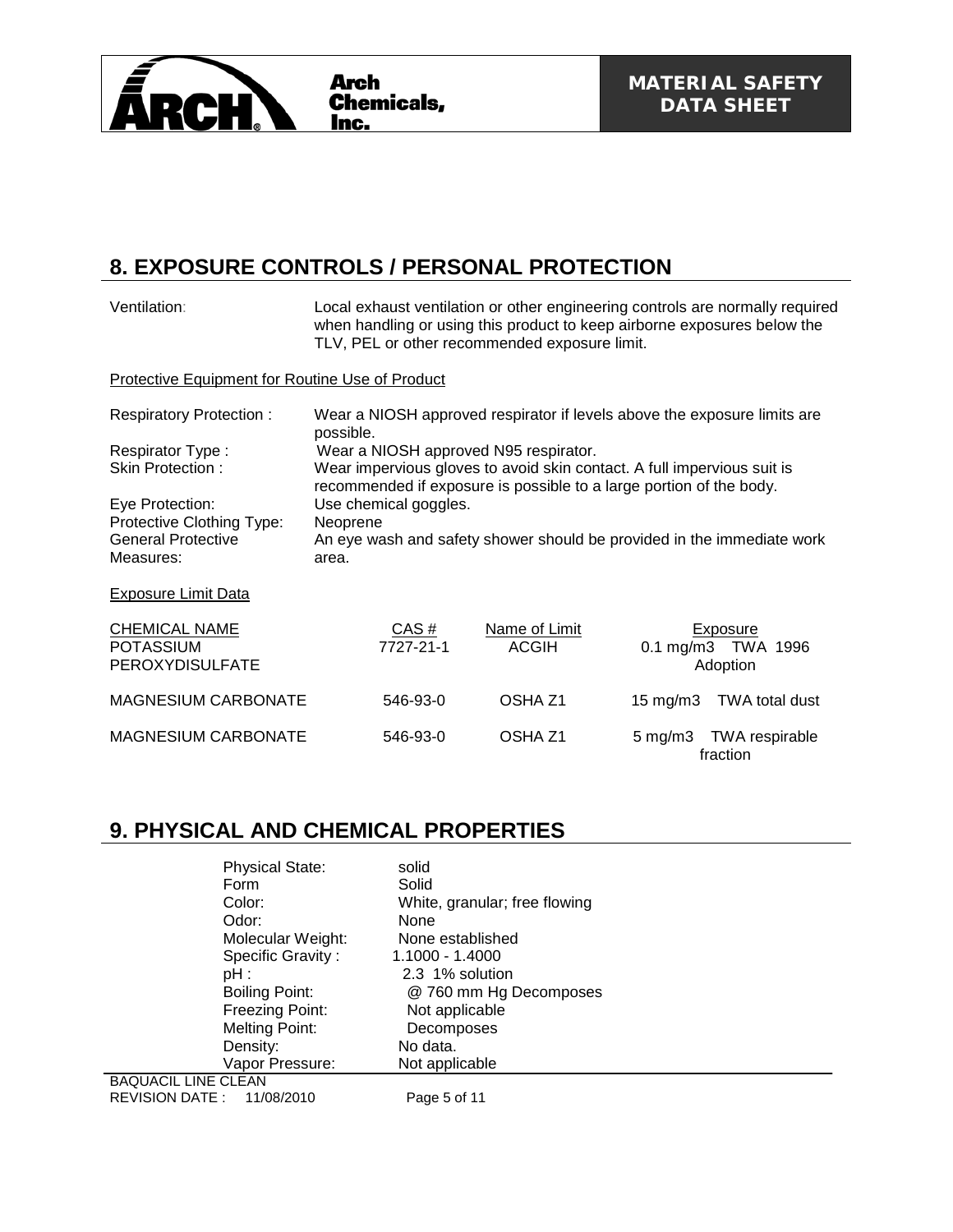## 8. EXPOSURE CONTROLS / PERSONAL PROTECTION

Ventilation: Local exhaust ventilation or other engineering controls are normally required when handling or using this product to keep airborne exposures below the TLV, PEL or other recommended exposure limit.

Protective Equipment for Routine Use of Product

| | |
|---|---|
| Respiratory Protection : | Wear a NIOSH approved respirator if levels above the exposure limits are possible. |
| Respirator Type : | Wear a NIOSH approved N95 respirator. |
| Skin Protection : | Wear impervious gloves to avoid skin contact. A full impervious suit is recommended if exposure is possible to a large portion of the body. |
| Eye Protection: | Use chemical goggles. |
| Protective Clothing Type: | Neoprene |
| General Protective Measures: | An eye wash and safety shower should be provided in the immediate work area. |

Exposure Limit Data

| CHEMICAL NAME | CAS # | Name of Limit | Exposure |
|---|---|---|---|
| POTASSIUM PEROXYDISULFATE | 7727-21-1 | ACGIH | 0.1 mg/m3 TWA 1996 Adoption |
| MAGNESIUM CARBONATE | 546-93-0 | OSHA Z1 | 15 mg/m3 TWA total dust |
| MAGNESIUM CARBONATE | 546-93-0 | OSHA Z1 | 5 mg/m3 TWA respirable fraction |

## 9. PHYSICAL AND CHEMICAL PROPERTIES

| | |
|---|---|
| Physical State: | solid |
| Form | Solid |
| Color: | White, granular; free flowing |
| Odor: | None |
| Molecular Weight: | None established |
| Specific Gravity : | 1.1000 - 1.4000 |
| pH : | 2.3 1% solution |
| Boiling Point: | @ 760 mm Hg Decomposes |
| Freezing Point: | Not applicable |
| Melting Point: | Decomposes |
| Density: | No data. |
| Vapor Pressure: | Not applicable |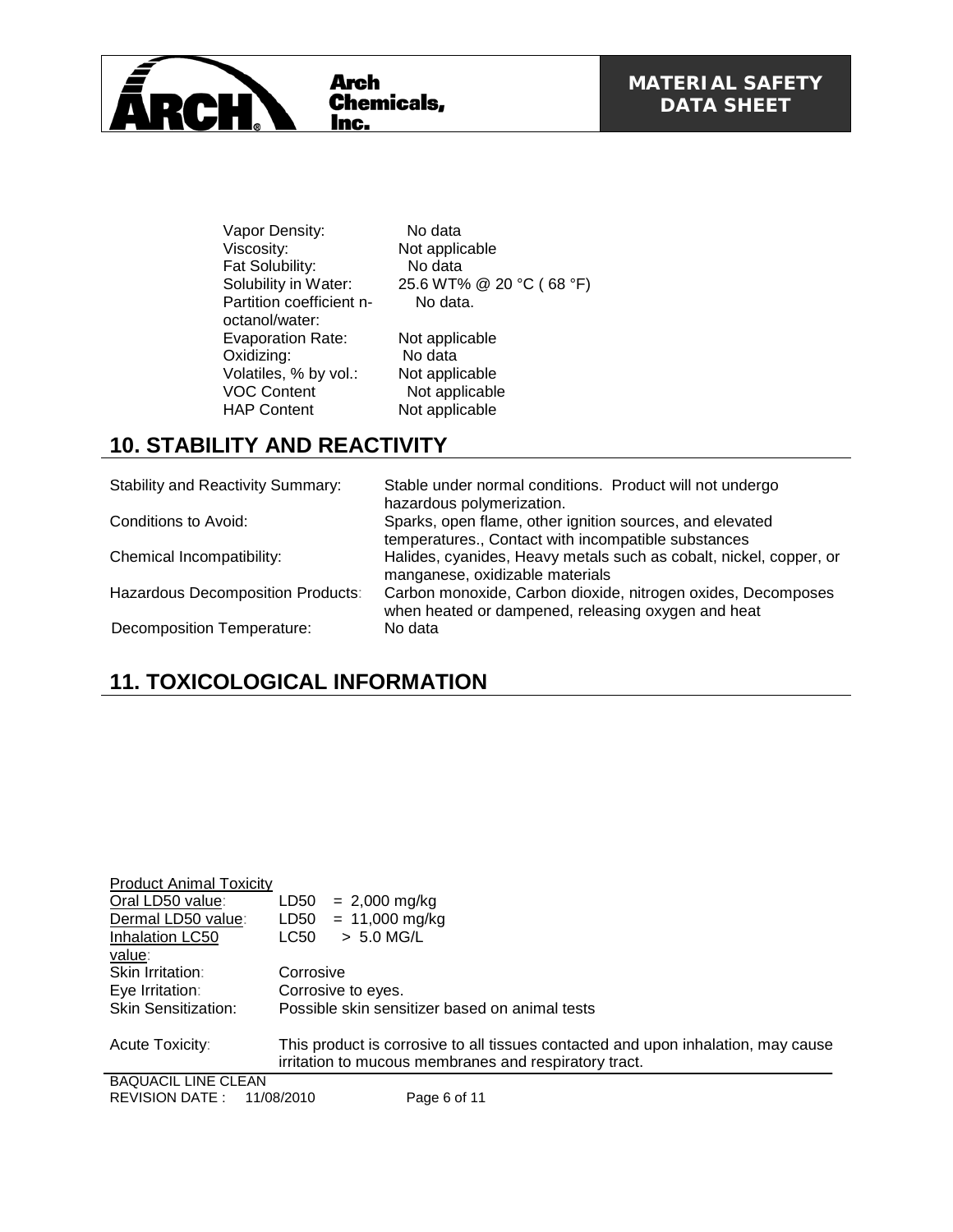| | |
|---|---|
| Vapor Density: | No data |
| Viscosity: | Not applicable |
| Fat Solubility: | No data |
| Solubility in Water: | 25.6 WT% @ 20 °C ( 68 °F) |
| Partition coefficient n-octanol/water: | No data. |
| Evaporation Rate: | Not applicable |
| Oxidizing: | No data |
| Volatiles, % by vol.: | Not applicable |
| VOC Content | Not applicable |
| HAP Content | Not applicable |

## 10. STABILITY AND REACTIVITY

| | |
|---|---|
| Stability and Reactivity Summary: | Stable under normal conditions. Product will not undergo hazardous polymerization. |
| Conditions to Avoid: | Sparks, open flame, other ignition sources, and elevated temperatures., Contact with incompatible substances |
| Chemical Incompatibility: | Halides, cyanides, Heavy metals such as cobalt, nickel, copper, or manganese, oxidizable materials |
| Hazardous Decomposition Products: | Carbon monoxide, Carbon dioxide, nitrogen oxides, Decomposes when heated or dampened, releasing oxygen and heat |
| Decomposition Temperature: | No data |

## 11. TOXICOLOGICAL INFORMATION

Product Animal Toxicity

| | |
|---|---|
| Oral LD50 value: | LD50 = 2,000 mg/kg |
| Dermal LD50 value: | LD50 = 11,000 mg/kg |
| Inhalation LC50 value: | LC50 > 5.0 MG/L |
| Skin Irritation: | Corrosive |
| Eye Irritation: | Corrosive to eyes. |
| Skin Sensitization: | Possible skin sensitizer based on animal tests |
| Acute Toxicity: | This product is corrosive to all tissues contacted and upon inhalation, may cause irritation to mucous membranes and respiratory tract. |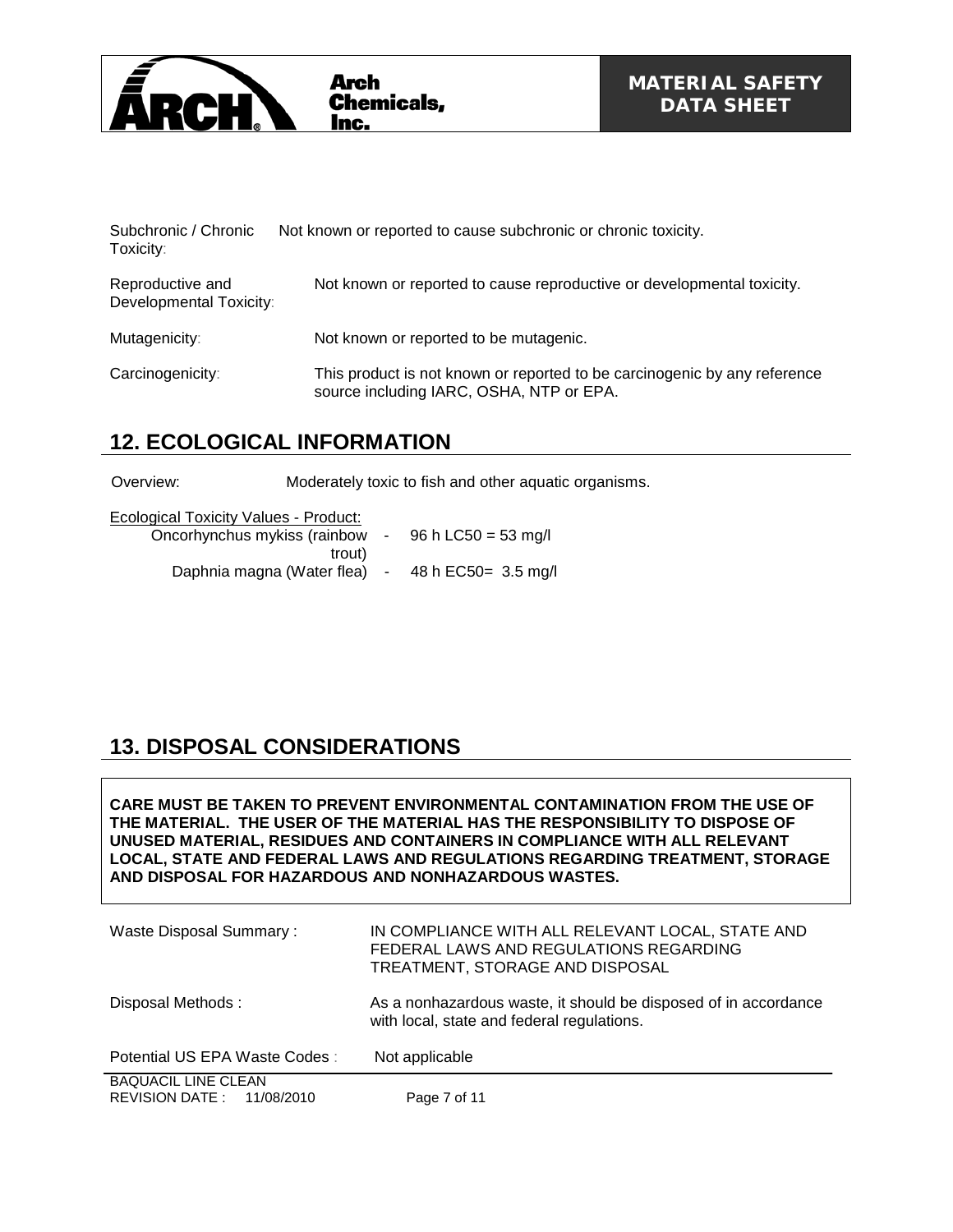| | |
|---|---|
| Subchronic / Chronic Toxicity: | Not known or reported to cause subchronic or chronic toxicity. |
| Reproductive and Developmental Toxicity: | Not known or reported to cause reproductive or developmental toxicity. |
| Mutagenicity: | Not known or reported to be mutagenic. |
| Carcinogenicity: | This product is not known or reported to be carcinogenic by any reference source including IARC, OSHA, NTP or EPA. |

## 12. ECOLOGICAL INFORMATION

Overview: Moderately toxic to fish and other aquatic organisms.

Ecological Toxicity Values - Product:

| | | |
|---|---|---|
| Oncorhynchus mykiss (rainbow trout) | - | 96 h LC50 = 53 mg/l |
| Daphnia magna (Water flea) | - | 48 h EC50= 3.5 mg/l |

## 13. DISPOSAL CONSIDERATIONS

**CARE MUST BE TAKEN TO PREVENT ENVIRONMENTAL CONTAMINATION FROM THE USE OF THE MATERIAL. THE USER OF THE MATERIAL HAS THE RESPONSIBILITY TO DISPOSE OF UNUSED MATERIAL, RESIDUES AND CONTAINERS IN COMPLIANCE WITH ALL RELEVANT LOCAL, STATE AND FEDERAL LAWS AND REGULATIONS REGARDING TREATMENT, STORAGE AND DISPOSAL FOR HAZARDOUS AND NONHAZARDOUS WASTES.**

| | |
|---|---|
| Waste Disposal Summary : | IN COMPLIANCE WITH ALL RELEVANT LOCAL, STATE AND FEDERAL LAWS AND REGULATIONS REGARDING TREATMENT, STORAGE AND DISPOSAL |
| Disposal Methods : | As a nonhazardous waste, it should be disposed of in accordance with local, state and federal regulations. |
| Potential US EPA Waste Codes : | Not applicable |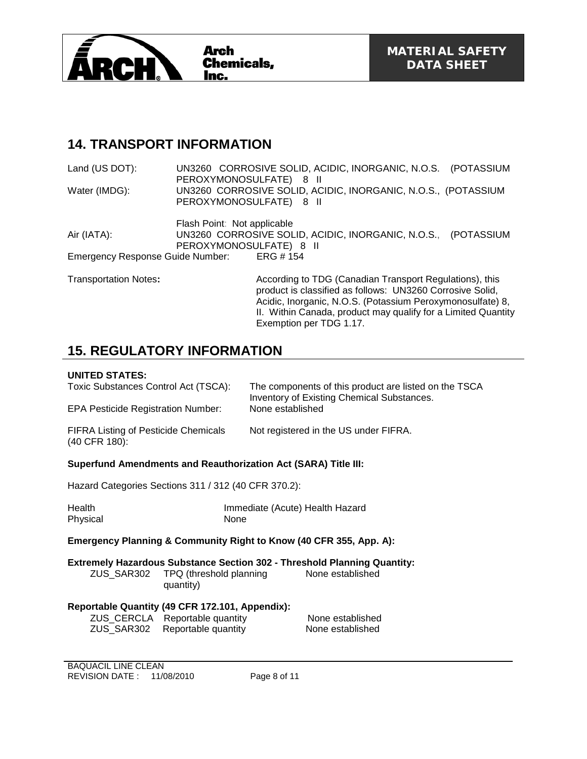## 14. TRANSPORT INFORMATION

| | |
|---|---|
| Land (US DOT): | UN3260 CORROSIVE SOLID, ACIDIC, INORGANIC, N.O.S. (POTASSIUM PEROXYMONOSULFATE) 8 II |
| Water (IMDG): | UN3260 CORROSIVE SOLID, ACIDIC, INORGANIC, N.O.S., (POTASSIUM PEROXYMONOSULFATE) 8 II |
| | Flash Point: Not applicable |
| Air (IATA): | UN3260 CORROSIVE SOLID, ACIDIC, INORGANIC, N.O.S., (POTASSIUM PEROXYMONOSULFATE) 8 II |
| Emergency Response Guide Number: | ERG # 154 |
| Transportation Notes: | According to TDG (Canadian Transport Regulations), this product is classified as follows: UN3260 Corrosive Solid, Acidic, Inorganic, N.O.S. (Potassium Peroxymonosulfate) 8, II. Within Canada, product may qualify for a Limited Quantity Exemption per TDG 1.17. |

## 15. REGULATORY INFORMATION

**UNITED STATES:**

| | |
|---|---|
| Toxic Substances Control Act (TSCA): | The components of this product are listed on the TSCA Inventory of Existing Chemical Substances. |
| EPA Pesticide Registration Number: | None established |
| FIFRA Listing of Pesticide Chemicals (40 CFR 180): | Not registered in the US under FIFRA. |

**Superfund Amendments and Reauthorization Act (SARA) Title III:**

Hazard Categories Sections 311 / 312 (40 CFR 370.2):

| | |
|---|---|
| Health | Immediate (Acute) Health Hazard |
| Physical | None |

**Emergency Planning & Community Right to Know (40 CFR 355, App. A):**

**Extremely Hazardous Substance Section 302 - Threshold Planning Quantity:**

| | | |
|---|---|---|
| ZUS_SAR302 | TPQ (threshold planning quantity) | None established |

**Reportable Quantity (49 CFR 172.101, Appendix):**

| | | |
|---|---|---|
| ZUS_CERCLA | Reportable quantity | None established |
| ZUS_SAR302 | Reportable quantity | None established |

BAQUACIL LINE CLEAN
REVISION DATE : 11/08/2010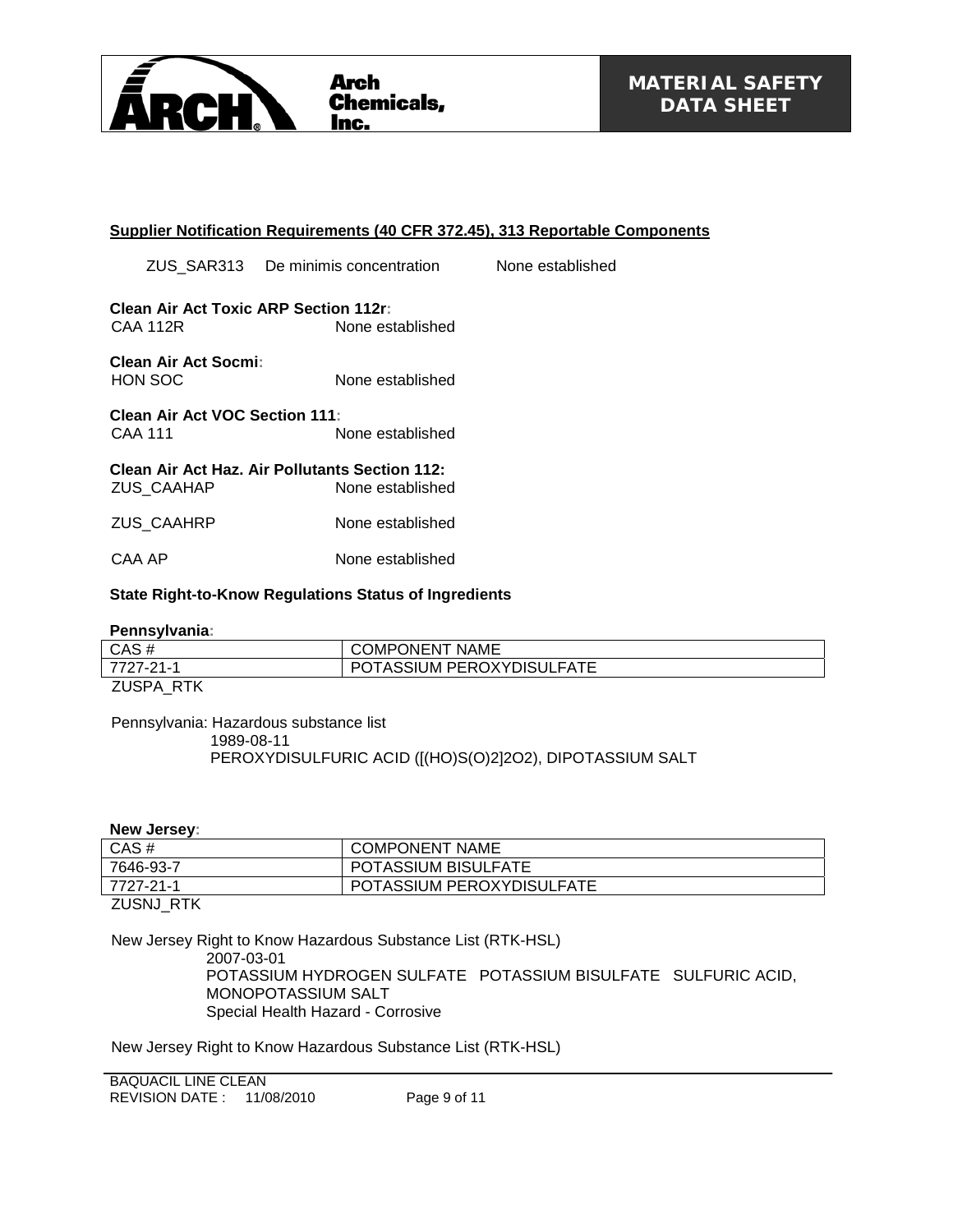**Supplier Notification Requirements (40 CFR 372.45), 313 Reportable Components**

ZUS_SAR313 De minimis concentration None established

**Clean Air Act Toxic ARP Section 112r:**
CAA 112R None established

**Clean Air Act Socmi:**
HON SOC None established

**Clean Air Act VOC Section 111:**
CAA 111 None established

**Clean Air Act Haz. Air Pollutants Section 112:**
ZUS_CAAHAP None established

ZUS_CAAHRP None established

CAA AP None established

**State Right-to-Know Regulations Status of Ingredients**

**Pennsylvania:**

| CAS # | COMPONENT NAME |
|---|---|
| 7727-21-1 | POTASSIUM PEROXYDISULFATE |

ZUSPA_RTK

Pennsylvania: Hazardous substance list
1989-08-11
PEROXYDISULFURIC ACID ([(HO)S(O)2]2O2), DIPOTASSIUM SALT

**New Jersey:**

| CAS # | COMPONENT NAME |
|---|---|
| 7646-93-7 | POTASSIUM BISULFATE |
| 7727-21-1 | POTASSIUM PEROXYDISULFATE |

ZUSNJ_RTK

New Jersey Right to Know Hazardous Substance List (RTK-HSL)
2007-03-01
POTASSIUM HYDROGEN SULFATE POTASSIUM BISULFATE SULFURIC ACID, MONOPOTASSIUM SALT
Special Health Hazard - Corrosive

New Jersey Right to Know Hazardous Substance List (RTK-HSL)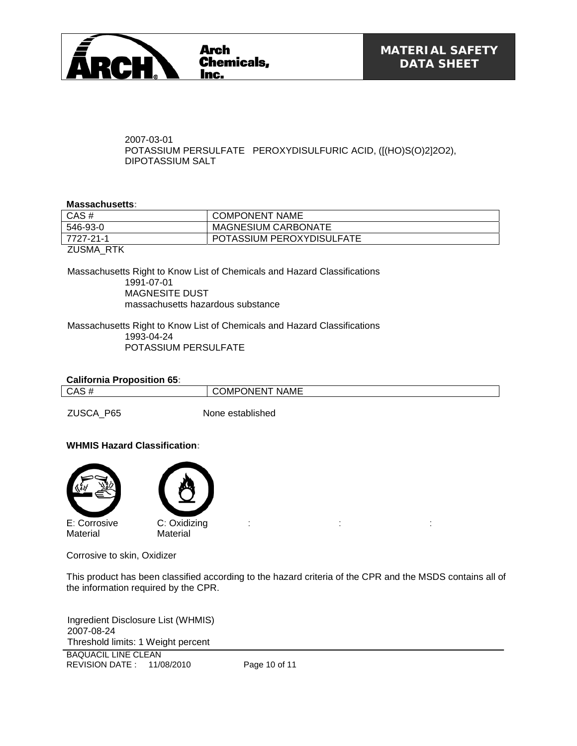2007-03-01
POTASSIUM PERSULFATE PEROXYDISULFURIC ACID, ([(HO)S(O)2]2O2), DIPOTASSIUM SALT

**Massachusetts:**

| CAS # | COMPONENT NAME |
|---|---|
| 546-93-0 | MAGNESIUM CARBONATE |
| 7727-21-1 | POTASSIUM PEROXYDISULFATE |

ZUSMA_RTK

Massachusetts Right to Know List of Chemicals and Hazard Classifications
1991-07-01
MAGNESITE DUST
massachusetts hazardous substance

Massachusetts Right to Know List of Chemicals and Hazard Classifications
1993-04-24
POTASSIUM PERSULFATE

**California Proposition 65:**

| CAS # | COMPONENT NAME |
|---|---|

ZUSCA_P65 None established

**WHMIS Hazard Classification:**

E: Corrosive Material

C: Oxidizing Material

Corrosive to skin, Oxidizer

This product has been classified according to the hazard criteria of the CPR and the MSDS contains all of the information required by the CPR.

Ingredient Disclosure List (WHMIS)
2007-08-24
Threshold limits: 1 Weight percent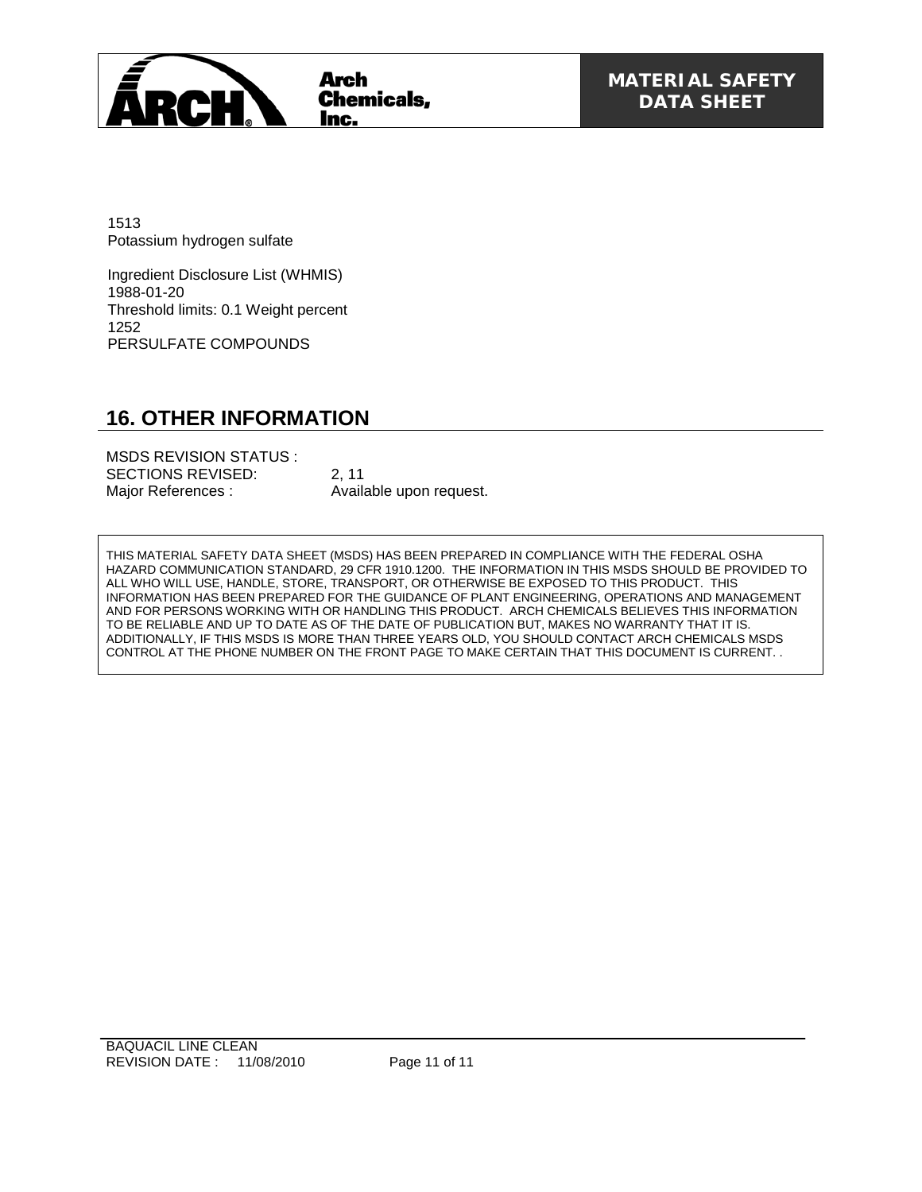1513
Potassium hydrogen sulfate

Ingredient Disclosure List (WHMIS)
1988-01-20
Threshold limits: 0.1 Weight percent
1252
PERSULFATE COMPOUNDS

## 16. OTHER INFORMATION

MSDS REVISION STATUS :
SECTIONS REVISED: 2, 11
Major References : Available upon request.

THIS MATERIAL SAFETY DATA SHEET (MSDS) HAS BEEN PREPARED IN COMPLIANCE WITH THE FEDERAL OSHA HAZARD COMMUNICATION STANDARD, 29 CFR 1910.1200. THE INFORMATION IN THIS MSDS SHOULD BE PROVIDED TO ALL WHO WILL USE, HANDLE, STORE, TRANSPORT, OR OTHERWISE BE EXPOSED TO THIS PRODUCT. THIS INFORMATION HAS BEEN PREPARED FOR THE GUIDANCE OF PLANT ENGINEERING, OPERATIONS AND MANAGEMENT AND FOR PERSONS WORKING WITH OR HANDLING THIS PRODUCT. ARCH CHEMICALS BELIEVES THIS INFORMATION TO BE RELIABLE AND UP TO DATE AS OF THE DATE OF PUBLICATION BUT, MAKES NO WARRANTY THAT IT IS. ADDITIONALLY, IF THIS MSDS IS MORE THAN THREE YEARS OLD, YOU SHOULD CONTACT ARCH CHEMICALS MSDS CONTROL AT THE PHONE NUMBER ON THE FRONT PAGE TO MAKE CERTAIN THAT THIS DOCUMENT IS CURRENT. .